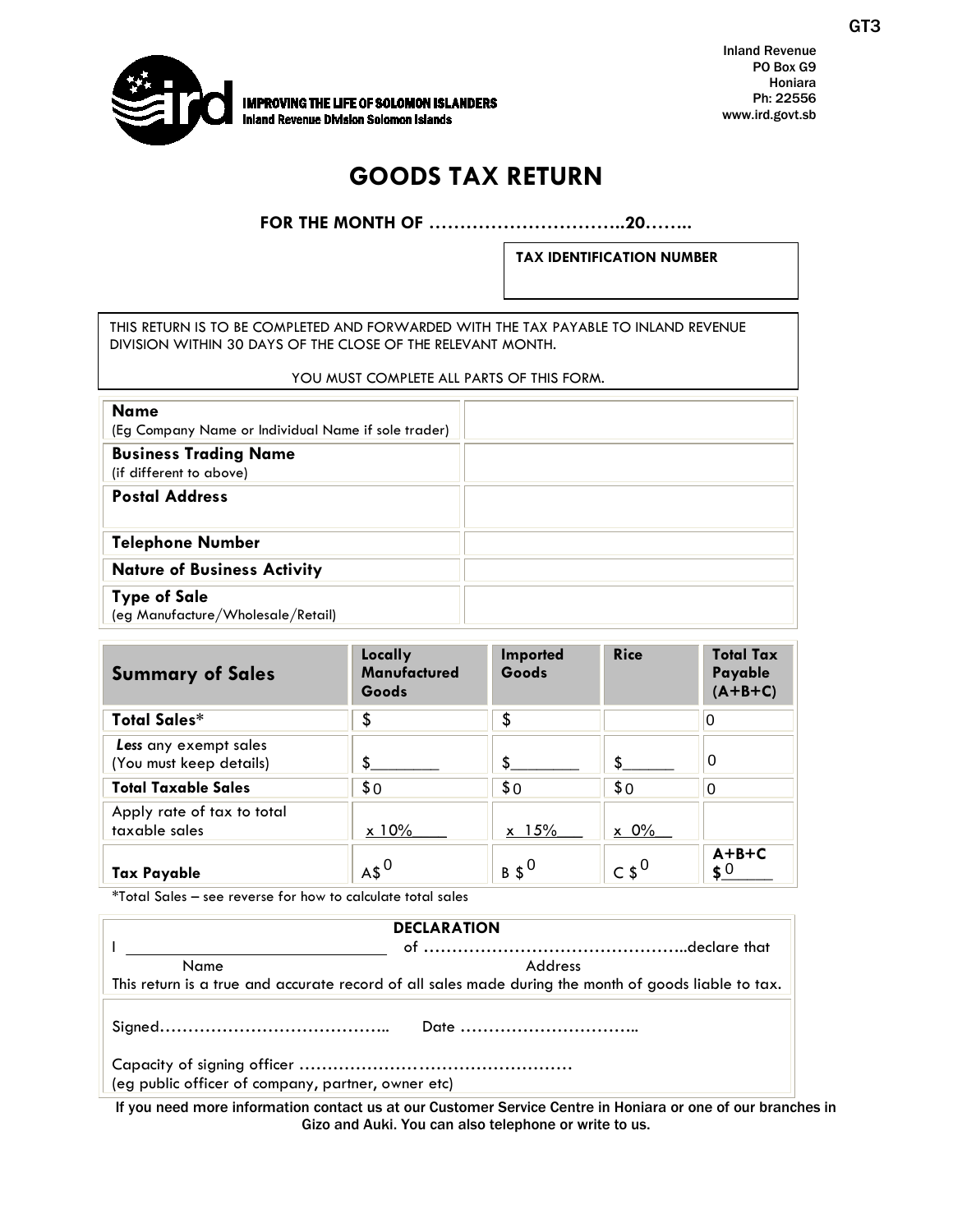GT3

IMPROVING THE LIFE OF SOLOMON ISLANDERS
Inland Revenue Division Solomon Islands

Inland Revenue
PO Box G9
Honiara
Ph: 22556
www.ird.govt.sb

# GOODS TAX RETURN

**FOR THE MONTH OF …………………………..20……..**

| TAX IDENTIFICATION NUMBER |
|---|
| |

THIS RETURN IS TO BE COMPLETED AND FORWARDED WITH THE TAX PAYABLE TO INLAND REVENUE DIVISION WITHIN 30 DAYS OF THE CLOSE OF THE RELEVANT MONTH.

YOU MUST COMPLETE ALL PARTS OF THIS FORM.

| | |
|---|---|
| **Name** (Eg Company Name or Individual Name if sole trader) | |
| **Business Trading Name** (if different to above) | |
| **Postal Address** | |
| **Telephone Number** | |
| **Nature of Business Activity** | |
| **Type of Sale** (eg Manufacture/Wholesale/Retail) | |

| **Summary of Sales** | **Locally Manufactured Goods** | **Imported Goods** | **Rice** | **Total Tax Payable (A+B+C)** |
|---|---|---|---|---|
| **Total Sales*** | $ | $ | | 0 |
| ***Less*** any exempt sales (You must keep details) | $________ | $________ | $______ | 0 |
| **Total Taxable Sales** | $ 0 | $ 0 | $ 0 | 0 |
| Apply rate of tax to total taxable sales | x 10% | x 15% | x 0% | |
| **Tax Payable** | A$ 0 | B $ 0 | C $ 0 | **A+B+C** **$** 0 |

*Total Sales – see reverse for how to calculate total sales

**DECLARATION**

I ______________________________ of ………………………………………..declare that
Name Address
This return is a true and accurate record of all sales made during the month of goods liable to tax.

Signed………………………………….. Date …………………………..

Capacity of signing officer ……………………………………………
(eg public officer of company, partner, owner etc)

If you need more information contact us at our Customer Service Centre in Honiara or one of our branches in Gizo and Auki. You can also telephone or write to us.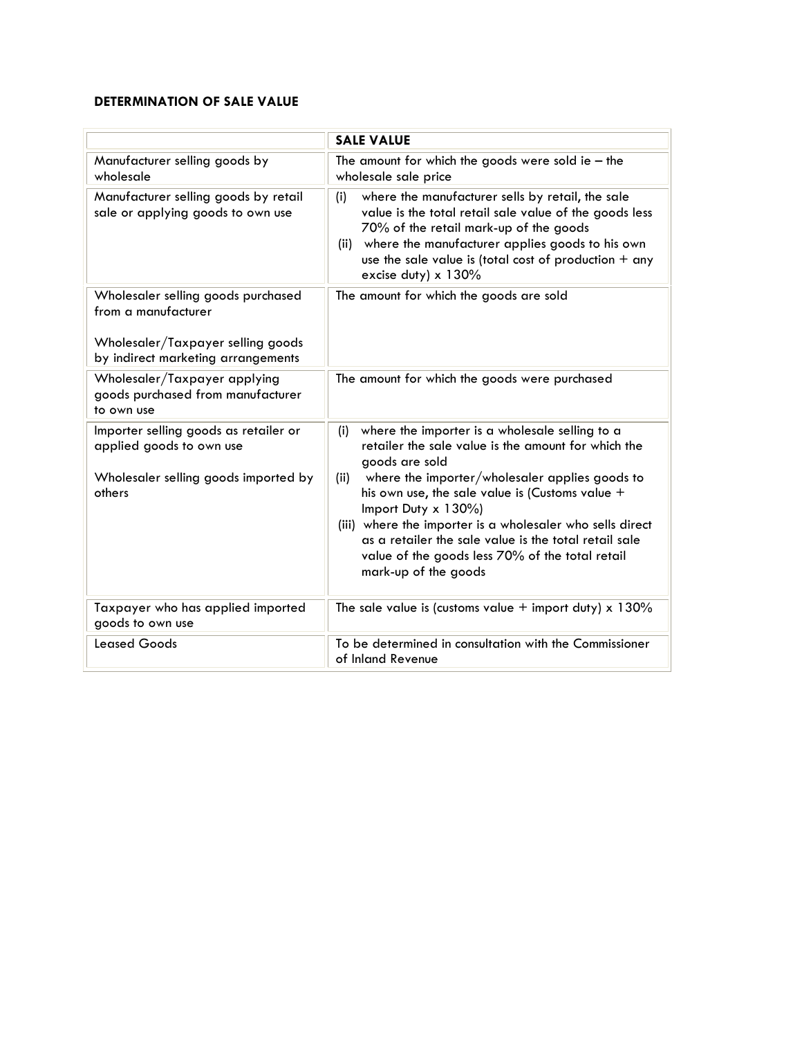**DETERMINATION OF SALE VALUE**

| | **SALE VALUE** |
|---|---|
| Manufacturer selling goods by wholesale | The amount for which the goods were sold ie – the wholesale sale price |
| Manufacturer selling goods by retail sale or applying goods to own use | (i) where the manufacturer sells by retail, the sale value is the total retail sale value of the goods less 70% of the retail mark-up of the goods<br>(ii) where the manufacturer applies goods to his own use the sale value is (total cost of production + any excise duty) x 130% |
| Wholesaler selling goods purchased from a manufacturer<br><br>Wholesaler/Taxpayer selling goods by indirect marketing arrangements | The amount for which the goods are sold |
| Wholesaler/Taxpayer applying goods purchased from manufacturer to own use | The amount for which the goods were purchased |
| Importer selling goods as retailer or applied goods to own use<br><br>Wholesaler selling goods imported by others | (i) where the importer is a wholesale selling to a retailer the sale value is the amount for which the goods are sold<br>(ii) where the importer/wholesaler applies goods to his own use, the sale value is (Customs value + Import Duty x 130%)<br>(iii) where the importer is a wholesaler who sells direct as a retailer the sale value is the total retail sale value of the goods less 70% of the total retail mark-up of the goods |
| Taxpayer who has applied imported goods to own use | The sale value is (customs value + import duty) x 130% |
| Leased Goods | To be determined in consultation with the Commissioner of Inland Revenue |